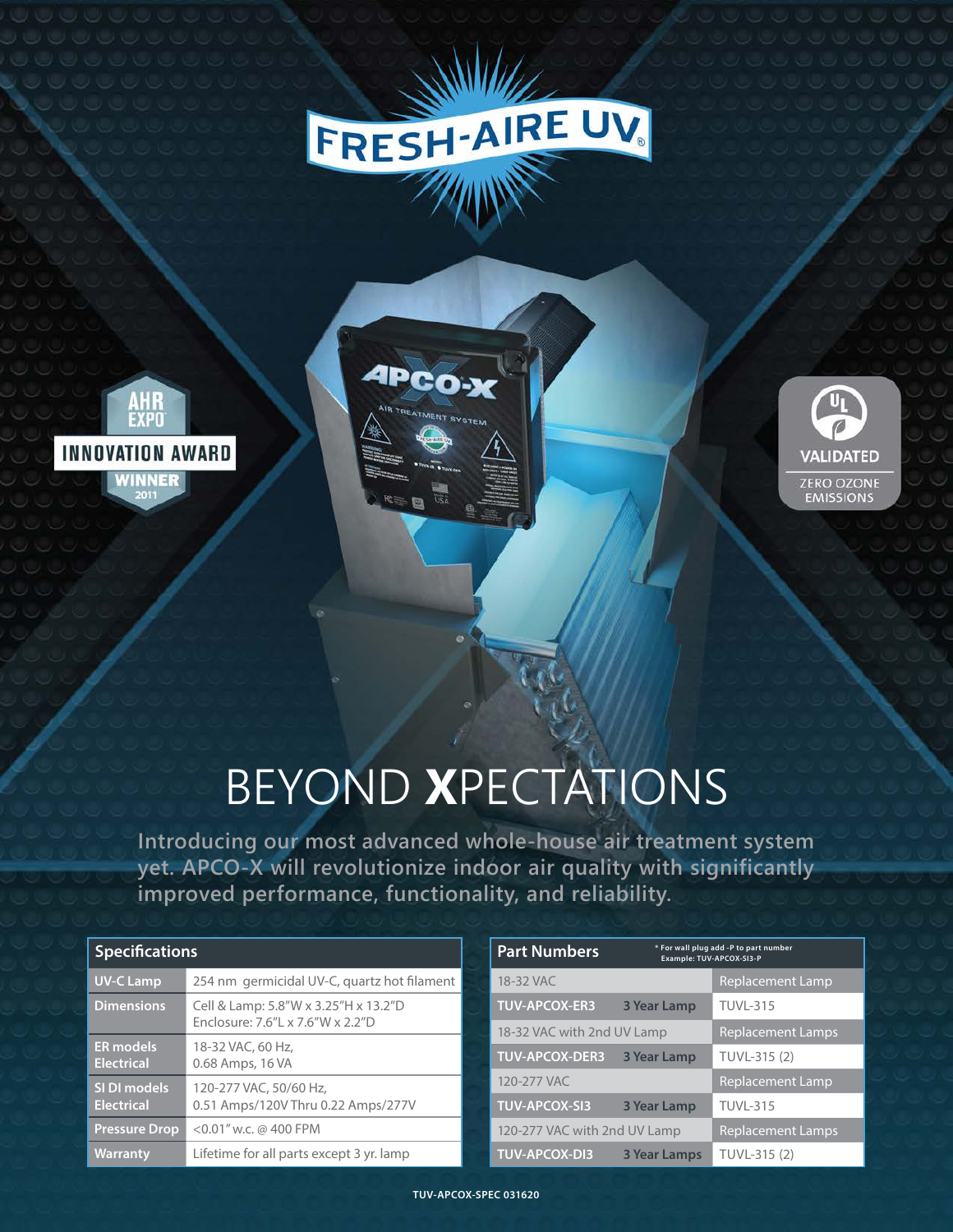# FRESH-AIRE UV®

AHR EXPO INNOVATION AWARD WINNER 2011

UL VALIDATED ZERO OZONE EMISSIONS

# BEYOND **X**PECTATIONS

**Introducing our most advanced whole-house air treatment system yet. APCO-X will revolutionize indoor air quality with significantly improved performance, functionality, and reliability.**

| Specifications | |
|---|---|
| **UV-C Lamp** | 254 nm germicidal UV-C, quartz hot filament |
| **Dimensions** | Cell & Lamp: 5.8″W x 3.25″H x 13.2″D<br>Enclosure: 7.6″L x 7.6″W x 2.2″D |
| **ER models Electrical** | 18-32 VAC, 60 Hz,<br>0.68 Amps, 16 VA |
| **SI DI models Electrical** | 120-277 VAC, 50/60 Hz,<br>0.51 Amps/120V Thru 0.22 Amps/277V |
| **Pressure Drop** | <0.01″ w.c. @ 400 FPM |
| **Warranty** | Lifetime for all parts except 3 yr. lamp |

| Part Numbers | * For wall plug add -P to part number Example: TUV-APCOX-SI3-P | |
|---|---|---|
| 18-32 VAC | | Replacement Lamp |
| **TUV-APCOX-ER3** | **3 Year Lamp** | TUVL-315 |
| 18-32 VAC with 2nd UV Lamp | | Replacement Lamps |
| **TUV-APCOX-DER3** | **3 Year Lamp** | TUVL-315 (2) |
| 120-277 VAC | | Replacement Lamp |
| **TUV-APCOX-SI3** | **3 Year Lamp** | TUVL-315 |
| 120-277 VAC with 2nd UV Lamp | | Replacement Lamps |
| **TUV-APCOX-DI3** | **3 Year Lamps** | TUVL-315 (2) |

TUV-APCOX-SPEC 031620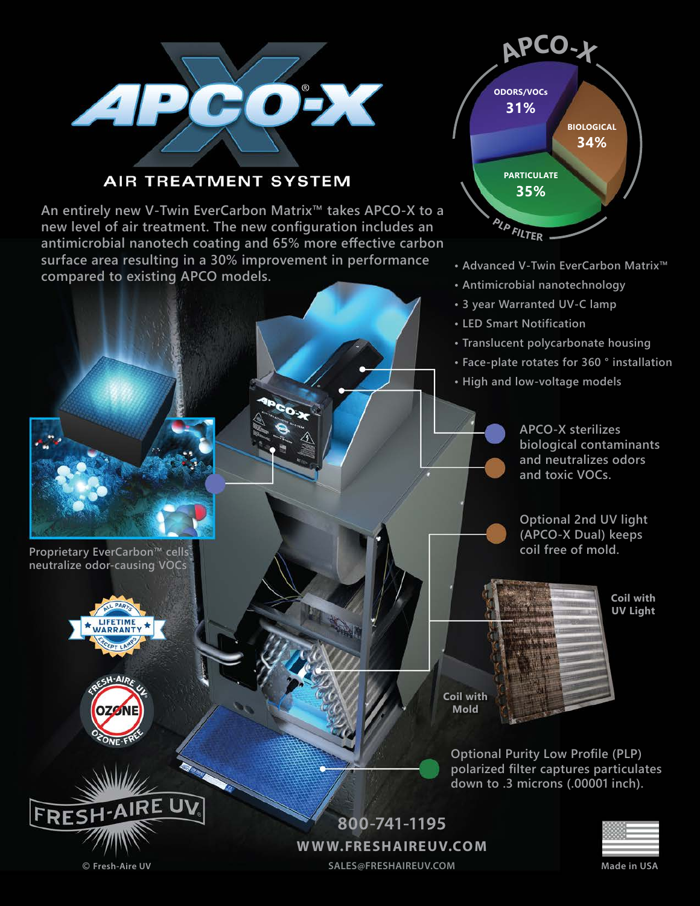# APCO-X®

## AIR TREATMENT SYSTEM

An entirely new V-Twin EverCarbon Matrix™ takes APCO-X to a new level of air treatment. The new configuration includes an antimicrobial nanotech coating and 65% more effective carbon surface area resulting in a 30% improvement in performance compared to existing APCO models.

APCO-X

ODORS/VOCs 31%

BIOLOGICAL 34%

PARTICULATE 35%

PLP FILTER

- Advanced V-Twin EverCarbon Matrix™
- Antimicrobial nanotechnology
- 3 year Warranted UV-C lamp
- LED Smart Notification
- Translucent polycarbonate housing
- Face-plate rotates for 360 ° installation
- High and low-voltage models

Proprietary EverCarbon™ cells neutralize odor-causing VOCs

APCO-X sterilizes biological contaminants and neutralizes odors and toxic VOCs.

Optional 2nd UV light (APCO-X Dual) keeps coil free of mold.

Coil with UV Light

Coil with Mold

Optional Purity Low Profile (PLP) polarized filter captures particulates down to .3 microns (.00001 inch).

ALL PARTS LIFETIME WARRANTY EXCEPT LAMPS

FRESH-AIRE UV® OZONE OZONE-FREE

FRESH-AIRE UV

800-741-1195

WWW.FRESHAIREUV.COM

SALES@FRESHAIREUV.COM

© Fresh-Aire UV

Made in USA